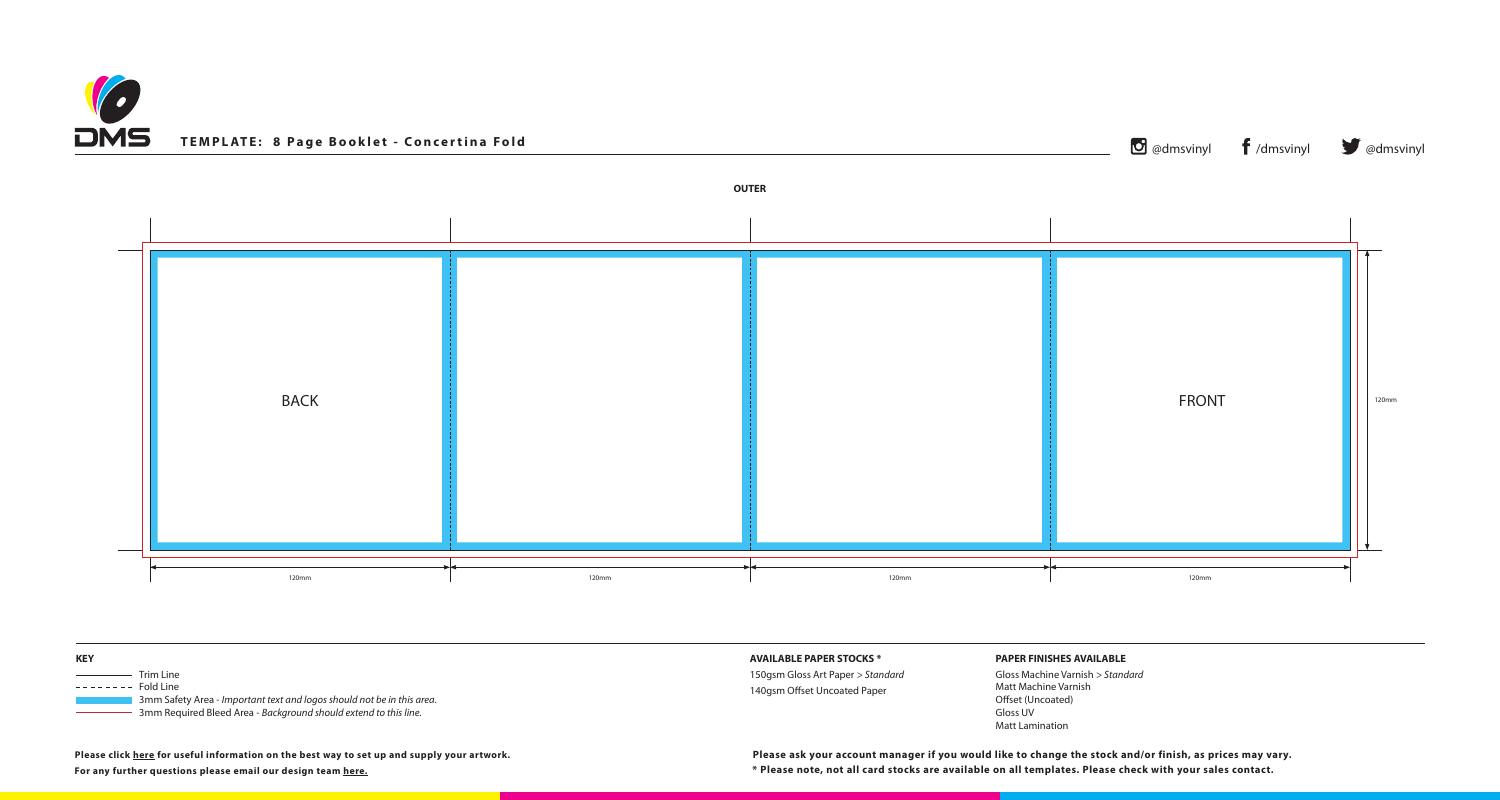**TEMPLATE: 8 Page Booklet - Concertina Fold**

@dmsvinyl /dmsvinyl @dmsvinyl

**OUTER**

BACK

FRONT

120mm

120mm 120mm 120mm 120mm

**KEY**

- Trim Line
- Fold Line
- 3mm Safety Area - *Important text and logos should not be in this area.*
- 3mm Required Bleed Area - *Background should extend to this line.*

**AVAILABLE PAPER STOCKS ***

150gsm Gloss Art Paper > *Standard*
140gsm Offset Uncoated Paper

**PAPER FINISHES AVAILABLE**

Gloss Machine Varnish > *Standard*
Matt Machine Varnish
Offset (Uncoated)
Gloss UV
Matt Lamination

**Please click here for useful information on the best way to set up and supply your artwork.**
**For any further questions please email our design team here.**

**Please ask your account manager if you would like to change the stock and/or finish, as prices may vary.**
**\* Please note, not all card stocks are available on all templates. Please check with your sales contact.**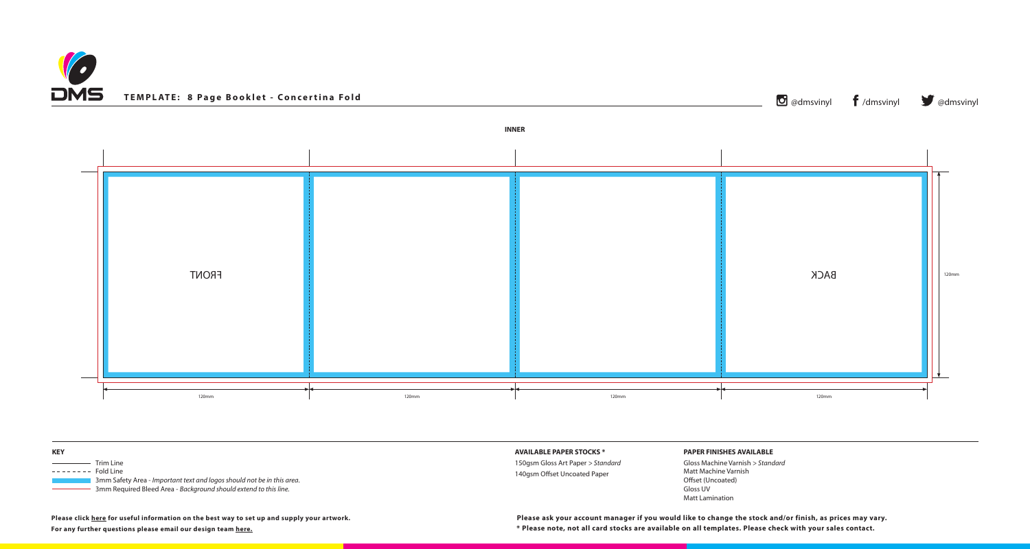**TEMPLATE: 8 Page Booklet - Concertina Fold**

@dmsvinyl /dmsvinyl @dmsvinyl

**INNER**

FRONT

BACK

120mm

120mm 120mm 120mm 120mm

**KEY**

- Trim Line
- Fold Line
- 3mm Safety Area - *Important text and logos should not be in this area.*
- 3mm Required Bleed Area - *Background should extend to this line.*

**AVAILABLE PAPER STOCKS ***

150gsm Gloss Art Paper > *Standard*
140gsm Offset Uncoated Paper

**PAPER FINISHES AVAILABLE**

Gloss Machine Varnish > *Standard*
Matt Machine Varnish
Offset (Uncoated)
Gloss UV
Matt Lamination

**Please click here for useful information on the best way to set up and supply your artwork.**
**For any further questions please email our design team here.**

**Please ask your account manager if you would like to change the stock and/or finish, as prices may vary.**
*** Please note, not all card stocks are available on all templates. Please check with your sales contact.**